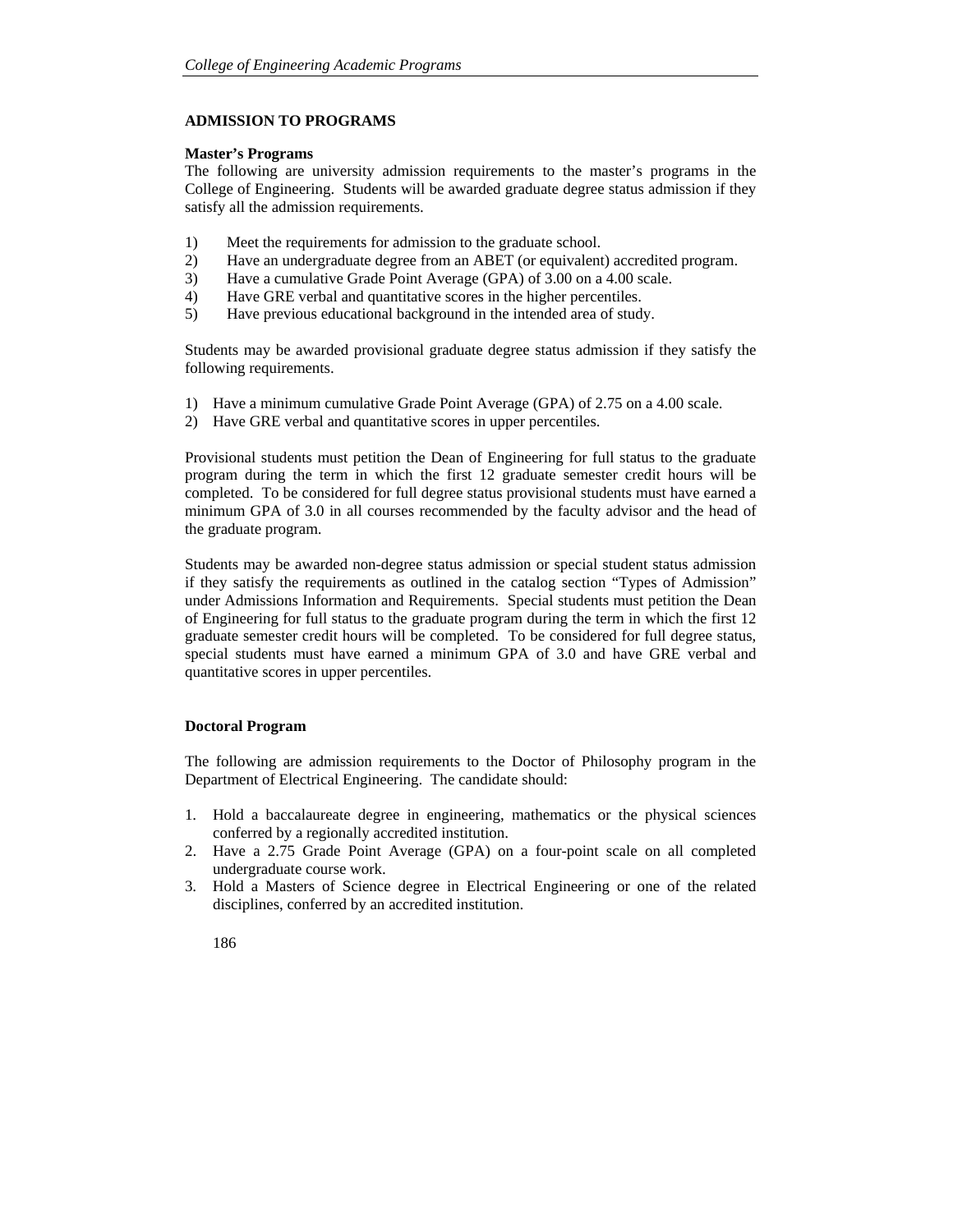## ADMISSION TO PROGRAMS

### Master's Programs

The following are university admission requirements to the master's programs in the College of Engineering. Students will be awarded graduate degree status admission if they satisfy all the admission requirements.

1) Meet the requirements for admission to the graduate school.
2) Have an undergraduate degree from an ABET (or equivalent) accredited program.
3) Have a cumulative Grade Point Average (GPA) of 3.00 on a 4.00 scale.
4) Have GRE verbal and quantitative scores in the higher percentiles.
5) Have previous educational background in the intended area of study.

Students may be awarded provisional graduate degree status admission if they satisfy the following requirements.

1) Have a minimum cumulative Grade Point Average (GPA) of 2.75 on a 4.00 scale.
2) Have GRE verbal and quantitative scores in upper percentiles.

Provisional students must petition the Dean of Engineering for full status to the graduate program during the term in which the first 12 graduate semester credit hours will be completed. To be considered for full degree status provisional students must have earned a minimum GPA of 3.0 in all courses recommended by the faculty advisor and the head of the graduate program.

Students may be awarded non-degree status admission or special student status admission if they satisfy the requirements as outlined in the catalog section "Types of Admission" under Admissions Information and Requirements. Special students must petition the Dean of Engineering for full status to the graduate program during the term in which the first 12 graduate semester credit hours will be completed. To be considered for full degree status, special students must have earned a minimum GPA of 3.0 and have GRE verbal and quantitative scores in upper percentiles.

### Doctoral Program

The following are admission requirements to the Doctor of Philosophy program in the Department of Electrical Engineering. The candidate should:

1. Hold a baccalaureate degree in engineering, mathematics or the physical sciences conferred by a regionally accredited institution.
2. Have a 2.75 Grade Point Average (GPA) on a four-point scale on all completed undergraduate course work.
3. Hold a Masters of Science degree in Electrical Engineering or one of the related disciplines, conferred by an accredited institution.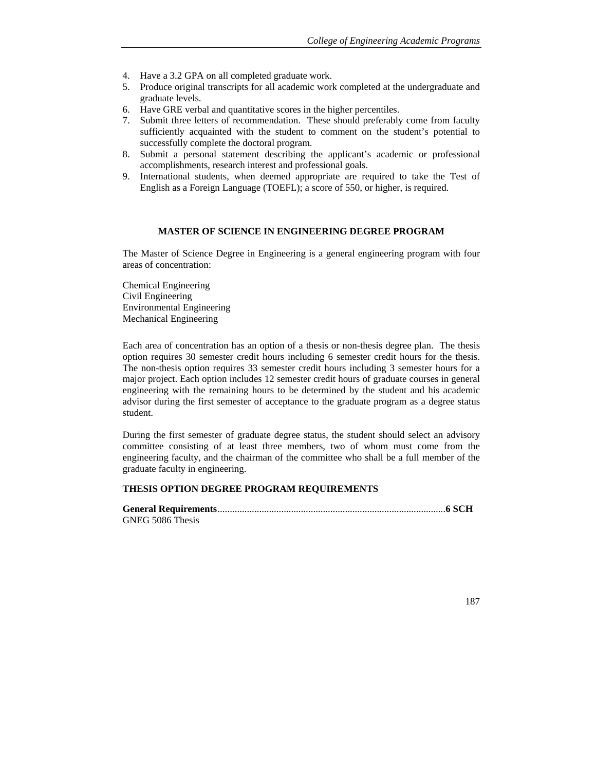4. Have a 3.2 GPA on all completed graduate work.
5. Produce original transcripts for all academic work completed at the undergraduate and graduate levels.
6. Have GRE verbal and quantitative scores in the higher percentiles.
7. Submit three letters of recommendation. These should preferably come from faculty sufficiently acquainted with the student to comment on the student's potential to successfully complete the doctoral program.
8. Submit a personal statement describing the applicant's academic or professional accomplishments, research interest and professional goals.
9. International students, when deemed appropriate are required to take the Test of English as a Foreign Language (TOEFL); a score of 550, or higher, is required.

## MASTER OF SCIENCE IN ENGINEERING DEGREE PROGRAM

The Master of Science Degree in Engineering is a general engineering program with four areas of concentration:

Chemical Engineering
Civil Engineering
Environmental Engineering
Mechanical Engineering

Each area of concentration has an option of a thesis or non-thesis degree plan. The thesis option requires 30 semester credit hours including 6 semester credit hours for the thesis. The non-thesis option requires 33 semester credit hours including 3 semester hours for a major project. Each option includes 12 semester credit hours of graduate courses in general engineering with the remaining hours to be determined by the student and his academic advisor during the first semester of acceptance to the graduate program as a degree status student.

During the first semester of graduate degree status, the student should select an advisory committee consisting of at least three members, two of whom must come from the engineering faculty, and the chairman of the committee who shall be a full member of the graduate faculty in engineering.

### THESIS OPTION DEGREE PROGRAM REQUIREMENTS

**General Requirements**............................................................................................**6 SCH**
GNEG 5086 Thesis